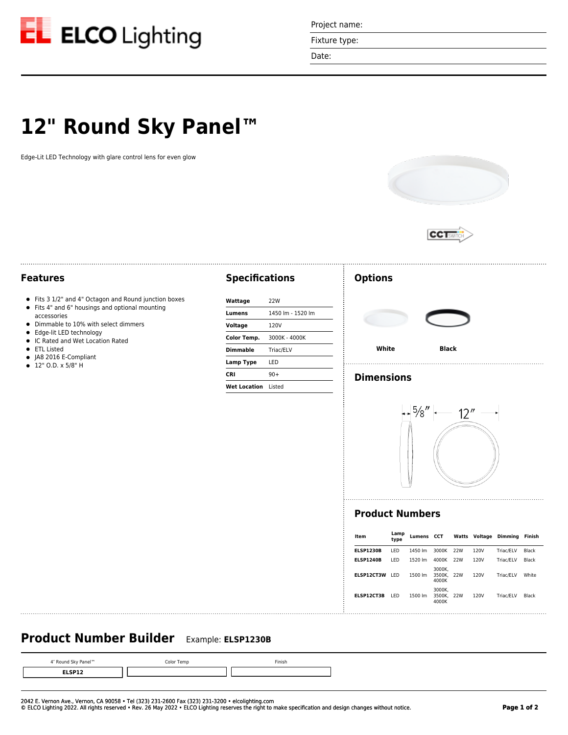Project name:

Fixture type:

Date:

# 12" Round Sky Panel™

Edge-Lit LED Technology with glare control lens for even glow

CCT SWITCH

## Features

- Fits 3 1/2" and 4" Octagon and Round junction boxes
- Fits 4" and 6" housings and optional mounting accessories
- Dimmable to 10% with select dimmers
- Edge-lit LED technology
- IC Rated and Wet Location Rated
- ETL Listed
- JA8 2016 E-Compliant
- 12" O.D. x 5/8" H

## Specifications

| | |
|---|---|
| **Wattage** | 22W |
| **Lumens** | 1450 lm - 1520 lm |
| **Voltage** | 120V |
| **Color Temp.** | 3000K - 4000K |
| **Dimmable** | Triac/ELV |
| **Lamp Type** | LED |
| **CRI** | 90+ |
| **Wet Location** | Listed |

## Options

White

Black

## Dimensions

5/8"

12"

## Product Numbers

| Item | Lamp type | Lumens | CCT | Watts | Voltage | Dimming | Finish |
|---|---|---|---|---|---|---|---|
| **ELSP1230B** | LED | 1450 lm | 3000K | 22W | 120V | Triac/ELV | Black |
| **ELSP1240B** | LED | 1520 lm | 4000K | 22W | 120V | Triac/ELV | Black |
| **ELSP12CT3W** | LED | 1500 lm | 3000K, 3500K, 4000K | 22W | 120V | Triac/ELV | White |
| **ELSP12CT3B** | LED | 1500 lm | 3000K, 3500K, 4000K | 22W | 120V | Triac/ELV | Black |

## Product Number Builder

Example: **ELSP1230B**

| 4" Round Sky Panel™ | Color Temp | Finish |
|---|---|---|
| **ELSP12** | | |

2042 E. Vernon Ave., Vernon, CA 90058 • Tel (323) 231-2600 Fax (323) 231-3200 • elcolighting.com
© ELCO Lighting 2022. All rights reserved • Rev. 26 May 2022 • ELCO Lighting reserves the right to make specification and design changes without notice.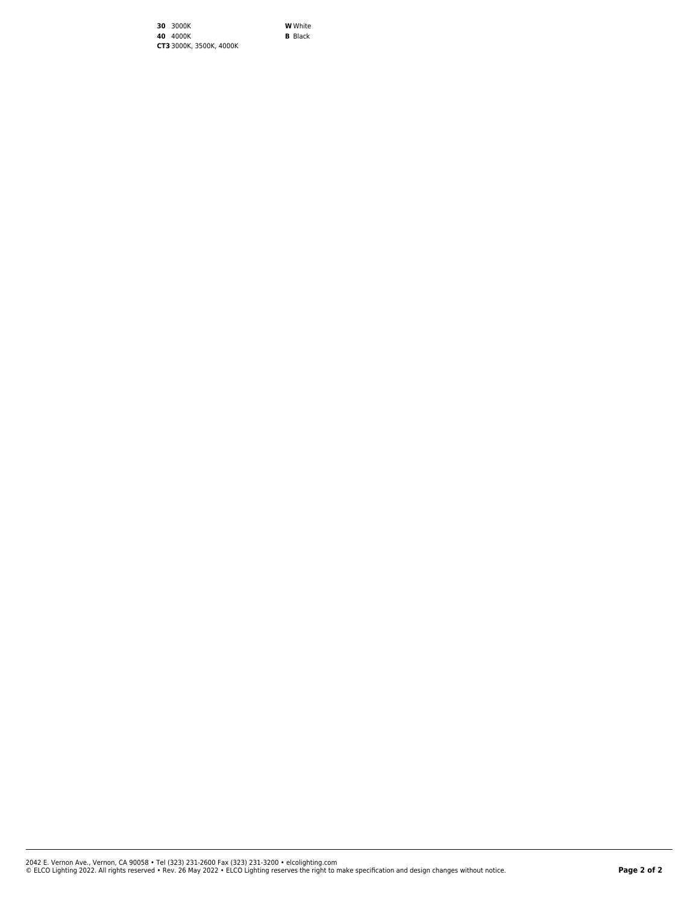| | | | |
|---|---|---|---|
| **30** | 3000K | **W** | White |
| **40** | 4000K | **B** | Black |
| **CT3** | 3000K, 3500K, 4000K | | |

2042 E. Vernon Ave., Vernon, CA 90058 • Tel (323) 231-2600 Fax (323) 231-3200 • elcolighting.com
© ELCO Lighting 2022. All rights reserved • Rev. 26 May 2022 • ELCO Lighting reserves the right to make specification and design changes without notice.